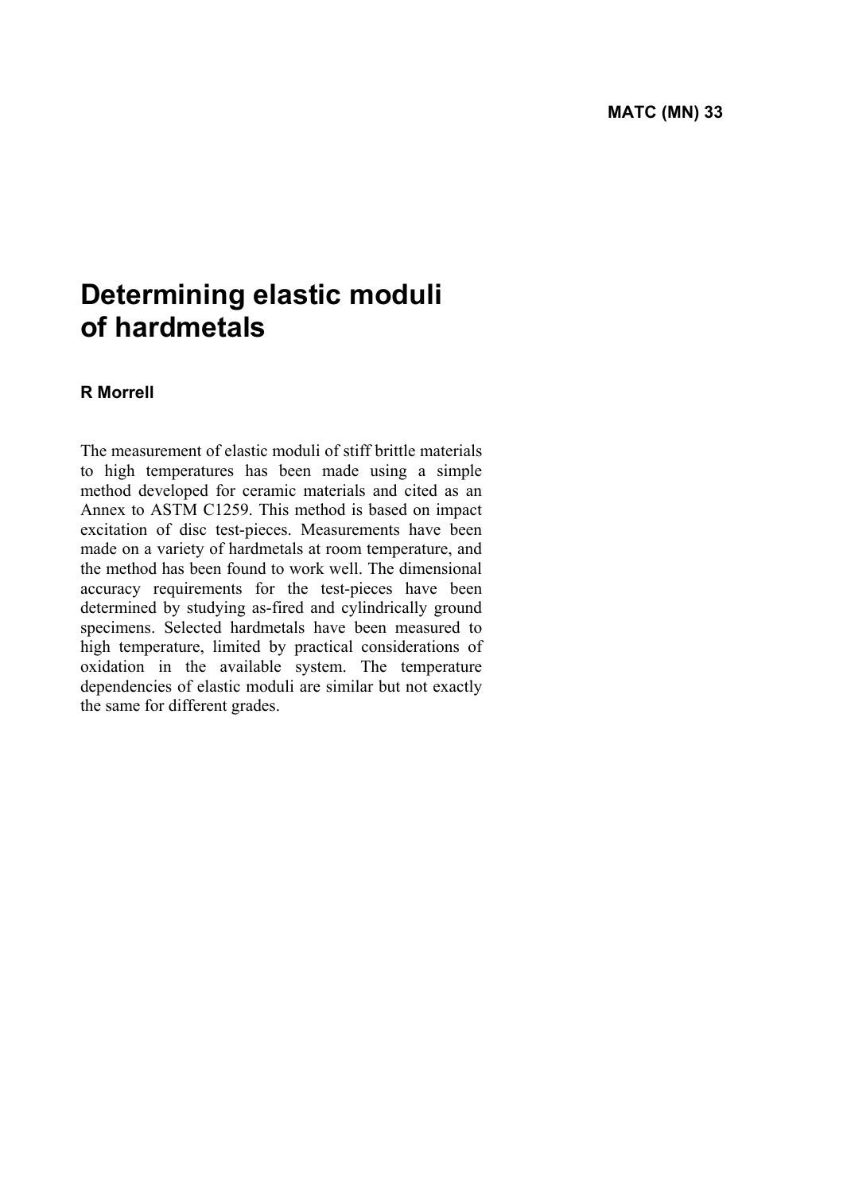MATC (MN) 33

# Determining elastic moduli of hardmetals

**R Morrell**

The measurement of elastic moduli of stiff brittle materials to high temperatures has been made using a simple method developed for ceramic materials and cited as an Annex to ASTM C1259. This method is based on impact excitation of disc test-pieces. Measurements have been made on a variety of hardmetals at room temperature, and the method has been found to work well. The dimensional accuracy requirements for the test-pieces have been determined by studying as-fired and cylindrically ground specimens. Selected hardmetals have been measured to high temperature, limited by practical considerations of oxidation in the available system. The temperature dependencies of elastic moduli are similar but not exactly the same for different grades.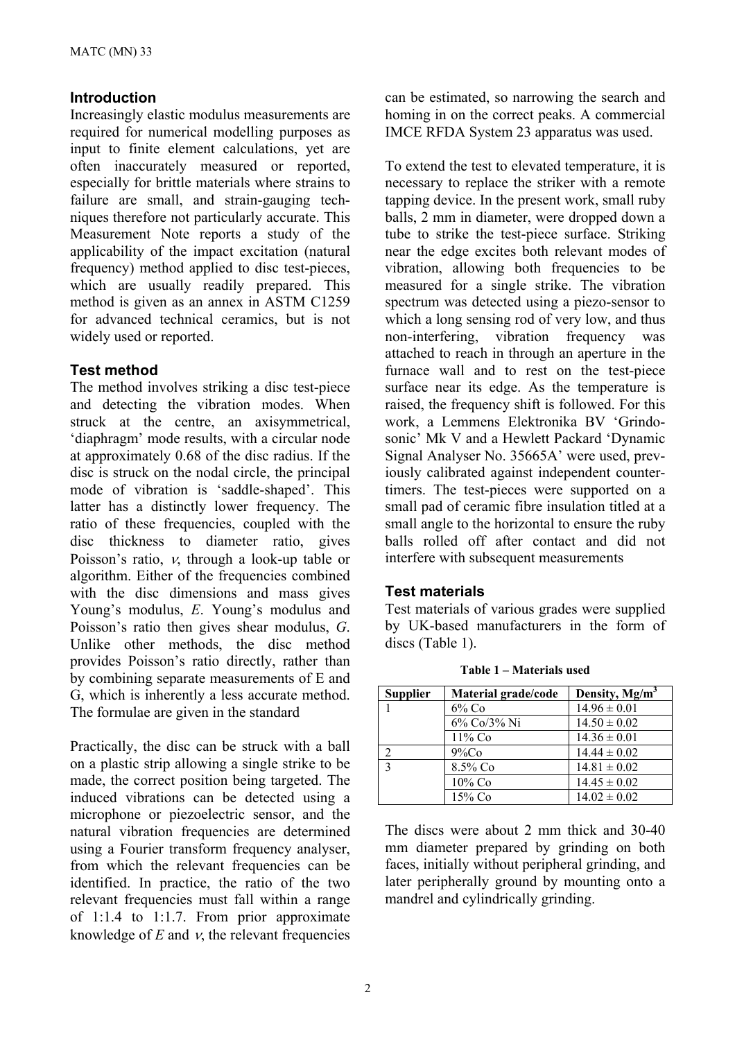## Introduction

Increasingly elastic modulus measurements are required for numerical modelling purposes as input to finite element calculations, yet are often inaccurately measured or reported, especially for brittle materials where strains to failure are small, and strain-gauging techniques therefore not particularly accurate. This Measurement Note reports a study of the applicability of the impact excitation (natural frequency) method applied to disc test-pieces, which are usually readily prepared. This method is given as an annex in ASTM C1259 for advanced technical ceramics, but is not widely used or reported.

## Test method

The method involves striking a disc test-piece and detecting the vibration modes. When struck at the centre, an axisymmetrical, 'diaphragm' mode results, with a circular node at approximately 0.68 of the disc radius. If the disc is struck on the nodal circle, the principal mode of vibration is 'saddle-shaped'. This latter has a distinctly lower frequency. The ratio of these frequencies, coupled with the disc thickness to diameter ratio, gives Poisson's ratio, $\nu$, through a look-up table or algorithm. Either of the frequencies combined with the disc dimensions and mass gives Young's modulus, $E$. Young's modulus and Poisson's ratio then gives shear modulus, $G$. Unlike other methods, the disc method provides Poisson's ratio directly, rather than by combining separate measurements of E and G, which is inherently a less accurate method. The formulae are given in the standard

Practically, the disc can be struck with a ball on a plastic strip allowing a single strike to be made, the correct position being targeted. The induced vibrations can be detected using a microphone or piezoelectric sensor, and the natural vibration frequencies are determined using a Fourier transform frequency analyser, from which the relevant frequencies can be identified. In practice, the ratio of the two relevant frequencies must fall within a range of 1:1.4 to 1:1.7. From prior approximate knowledge of $E$ and $\nu$, the relevant frequencies can be estimated, so narrowing the search and homing in on the correct peaks. A commercial IMCE RFDA System 23 apparatus was used.

To extend the test to elevated temperature, it is necessary to replace the striker with a remote tapping device. In the present work, small ruby balls, 2 mm in diameter, were dropped down a tube to strike the test-piece surface. Striking near the edge excites both relevant modes of vibration, allowing both frequencies to be measured for a single strike. The vibration spectrum was detected using a piezo-sensor to which a long sensing rod of very low, and thus non-interfering, vibration frequency was attached to reach in through an aperture in the furnace wall and to rest on the test-piece surface near its edge. As the temperature is raised, the frequency shift is followed. For this work, a Lemmens Elektronika BV 'Grindosonic' Mk V and a Hewlett Packard 'Dynamic Signal Analyser No. 35665A' were used, previously calibrated against independent counter-timers. The test-pieces were supported on a small pad of ceramic fibre insulation titled at a small angle to the horizontal to ensure the ruby balls rolled off after contact and did not interfere with subsequent measurements

## Test materials

Test materials of various grades were supplied by UK-based manufacturers in the form of discs (Table 1).

**Table 1 – Materials used**

| Supplier | Material grade/code | Density, $Mg/m^3$ |
|---|---|---|
| 1 | 6% Co | $14.96 \pm 0.01$ |
| | 6% Co/3% Ni | $14.50 \pm 0.02$ |
| | 11% Co | $14.36 \pm 0.01$ |
| 2 | 9%Co | $14.44 \pm 0.02$ |
| 3 | 8.5% Co | $14.81 \pm 0.02$ |
| | 10% Co | $14.45 \pm 0.02$ |
| | 15% Co | $14.02 \pm 0.02$ |

The discs were about 2 mm thick and 30-40 mm diameter prepared by grinding on both faces, initially without peripheral grinding, and later peripherally ground by mounting onto a mandrel and cylindrically grinding.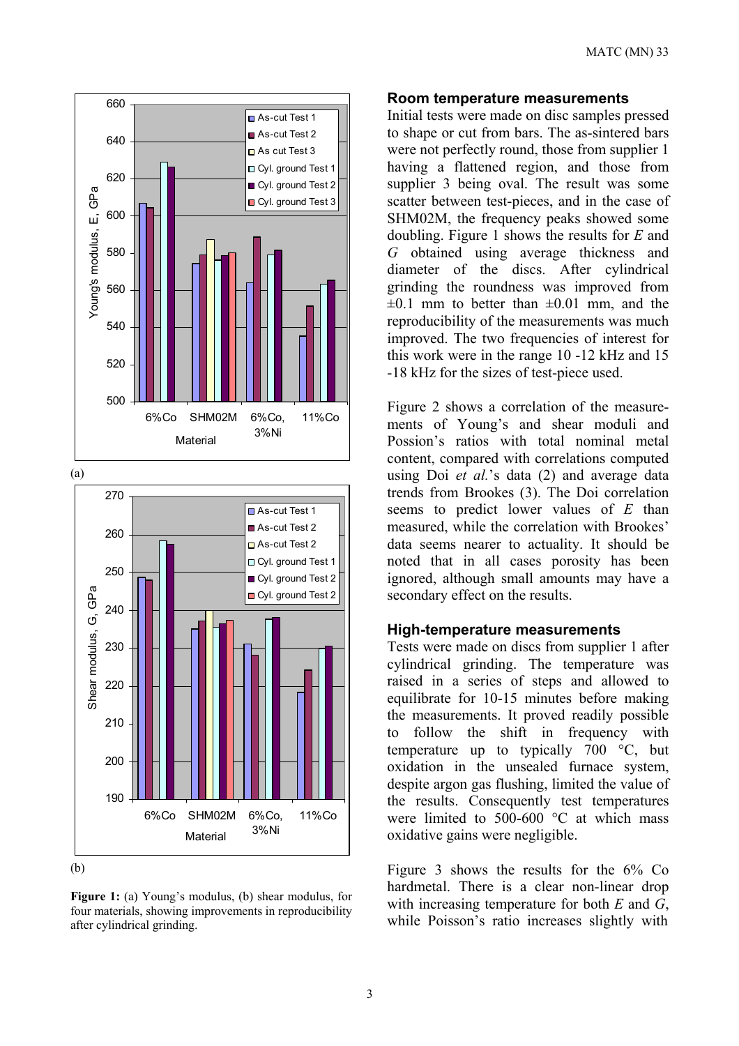(a)

(b)

**Figure 1:** (a) Young's modulus, (b) shear modulus, for four materials, showing improvements in reproducibility after cylindrical grinding.

## Room temperature measurements

Initial tests were made on disc samples pressed to shape or cut from bars. The as-sintered bars were not perfectly round, those from supplier 1 having a flattened region, and those from supplier 3 being oval. The result was some scatter between test-pieces, and in the case of SHM02M, the frequency peaks showed some doubling. Figure 1 shows the results for $E$ and $G$ obtained using average thickness and diameter of the discs. After cylindrical grinding the roundness was improved from ±0.1 mm to better than ±0.01 mm, and the reproducibility of the measurements was much improved. The two frequencies of interest for this work were in the range 10 -12 kHz and 15 -18 kHz for the sizes of test-piece used.

Figure 2 shows a correlation of the measurements of Young's and shear moduli and Possion's ratios with total nominal metal content, compared with correlations computed using Doi *et al.*'s data (2) and average data trends from Brookes (3). The Doi correlation seems to predict lower values of $E$ than measured, while the correlation with Brookes' data seems nearer to actuality. It should be noted that in all cases porosity has been ignored, although small amounts may have a secondary effect on the results.

## High-temperature measurements

Tests were made on discs from supplier 1 after cylindrical grinding. The temperature was raised in a series of steps and allowed to equilibrate for 10-15 minutes before making the measurements. It proved readily possible to follow the shift in frequency with temperature up to typically 700 °C, but oxidation in the unsealed furnace system, despite argon gas flushing, limited the value of the results. Consequently test temperatures were limited to 500-600 °C at which mass oxidative gains were negligible.

Figure 3 shows the results for the 6% Co hardmetal. There is a clear non-linear drop with increasing temperature for both $E$ and $G$, while Poisson's ratio increases slightly with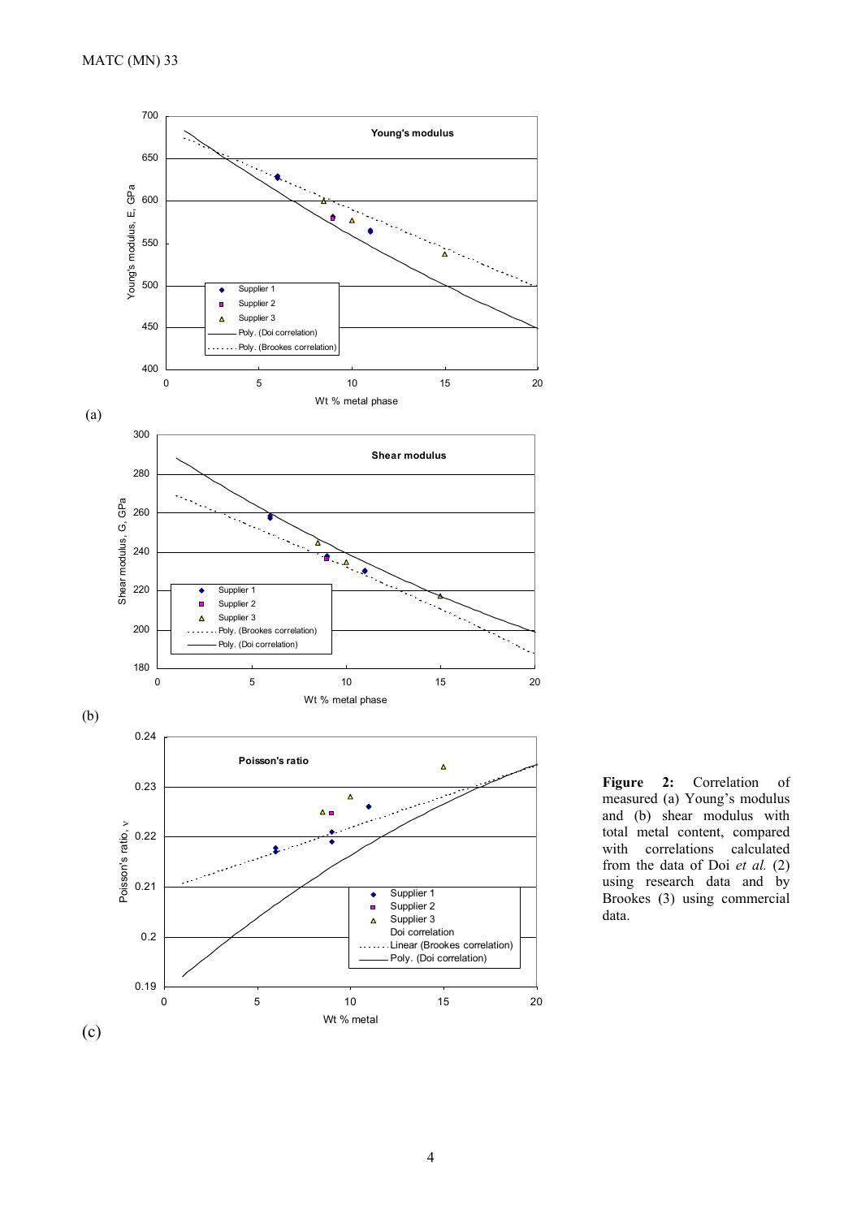(a)

(b)

(c)

**Figure 2:** Correlation of measured (a) Young's modulus and (b) shear modulus with total metal content, compared with correlations calculated from the data of Doi *et al.* (2) using research data and by Brookes (3) using commercial data.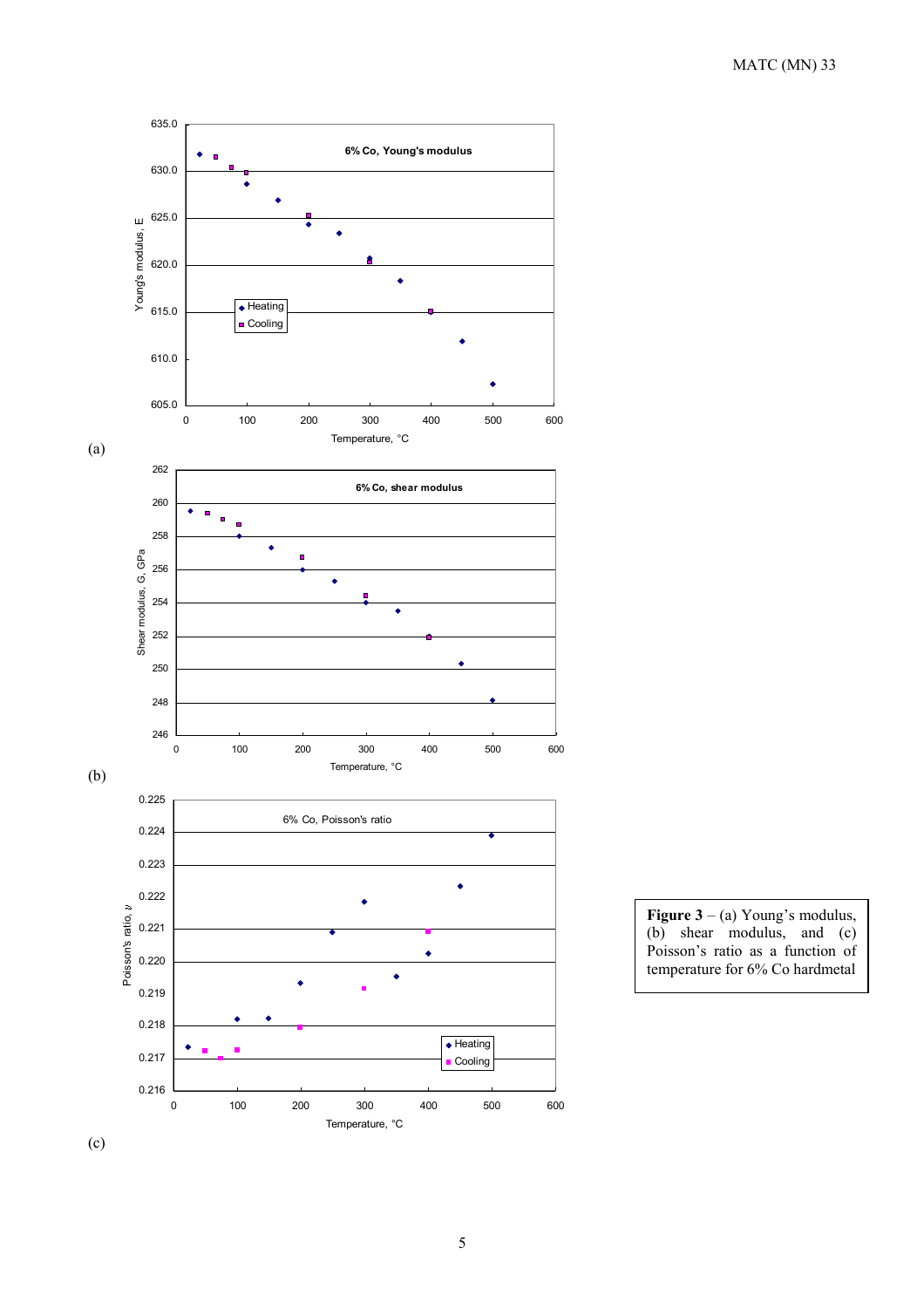(a)

(b)

(c)

**Figure 3** – (a) Young's modulus, (b) shear modulus, and (c) Poisson's ratio as a function of temperature for 6% Co hardmetal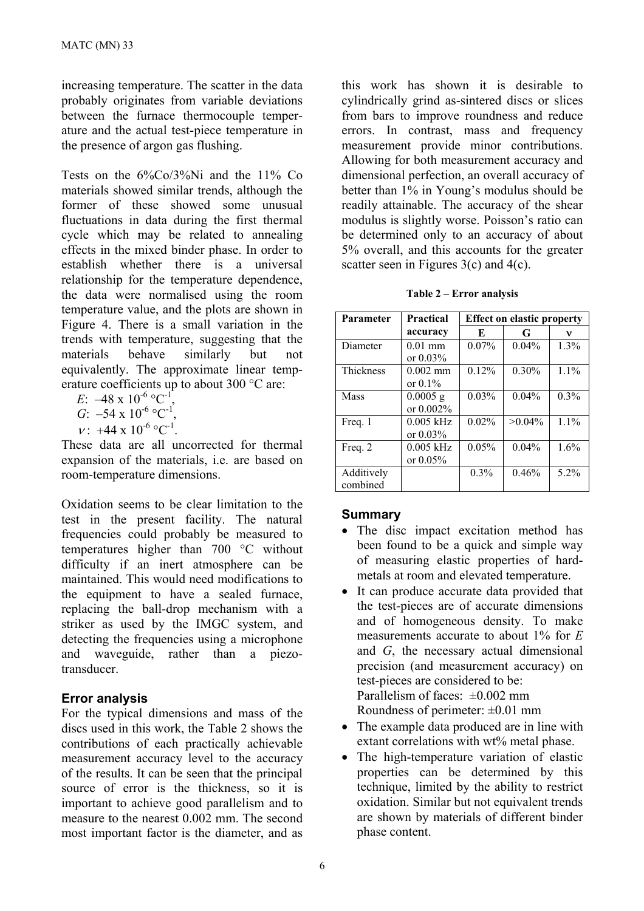increasing temperature. The scatter in the data probably originates from variable deviations between the furnace thermocouple temperature and the actual test-piece temperature in the presence of argon gas flushing.

Tests on the 6%Co/3%Ni and the 11% Co materials showed similar trends, although the former of these showed some unusual fluctuations in data during the first thermal cycle which may be related to annealing effects in the mixed binder phase. In order to establish whether there is a universal relationship for the temperature dependence, the data were normalised using the room temperature value, and the plots are shown in Figure 4. There is a small variation in the trends with temperature, suggesting that the materials behave similarly but not equivalently. The approximate linear temperature coefficients up to about 300 °C are:

$E$: $-48 \times 10^{-6}$ °C$^{-1}$,
$G$: $-54 \times 10^{-6}$ °C$^{-1}$,
$\nu$: $+44 \times 10^{-6}$ °C$^{-1}$.

These data are all uncorrected for thermal expansion of the materials, i.e. are based on room-temperature dimensions.

Oxidation seems to be clear limitation to the test in the present facility. The natural frequencies could probably be measured to temperatures higher than 700 °C without difficulty if an inert atmosphere can be maintained. This would need modifications to the equipment to have a sealed furnace, replacing the ball-drop mechanism with a striker as used by the IMGC system, and detecting the frequencies using a microphone and waveguide, rather than a piezo-transducer.

## Error analysis

For the typical dimensions and mass of the discs used in this work, the Table 2 shows the contributions of each practically achievable measurement accuracy level to the accuracy of the results. It can be seen that the principal source of error is the thickness, so it is important to achieve good parallelism and to measure to the nearest 0.002 mm. The second most important factor is the diameter, and as this work has shown it is desirable to cylindrically grind as-sintered discs or slices from bars to improve roundness and reduce errors. In contrast, mass and frequency measurement provide minor contributions. Allowing for both measurement accuracy and dimensional perfection, an overall accuracy of better than 1% in Young's modulus should be readily attainable. The accuracy of the shear modulus is slightly worse. Poisson's ratio can be determined only to an accuracy of about 5% overall, and this accounts for the greater scatter seen in Figures 3(c) and 4(c).

**Table 2 – Error analysis**

| Parameter | Practical accuracy | Effect on elastic property | | |
|---|---|---|---|---|
| | | **E** | **G** | **ν** |
| Diameter | 0.01 mm or 0.03% | 0.07% | 0.04% | 1.3% |
| Thickness | 0.002 mm or 0.1% | 0.12% | 0.30% | 1.1% |
| Mass | 0.0005 g or 0.002% | 0.03% | 0.04% | 0.3% |
| Freq. 1 | 0.005 kHz or 0.03% | 0.02% | >0.04% | 1.1% |
| Freq. 2 | 0.005 kHz or 0.05% | 0.05% | 0.04% | 1.6% |
| Additively combined | | 0.3% | 0.46% | 5.2% |

## Summary

- The disc impact excitation method has been found to be a quick and simple way of measuring elastic properties of hardmetals at room and elevated temperature.
- It can produce accurate data provided that the test-pieces are of accurate dimensions and of homogeneous density. To make measurements accurate to about 1% for *E* and *G*, the necessary actual dimensional precision (and measurement accuracy) on test-pieces are considered to be:
  Parallelism of faces: ±0.002 mm
  Roundness of perimeter: ±0.01 mm
- The example data produced are in line with extant correlations with wt% metal phase.
- The high-temperature variation of elastic properties can be determined by this technique, limited by the ability to restrict oxidation. Similar but not equivalent trends are shown by materials of different binder phase content.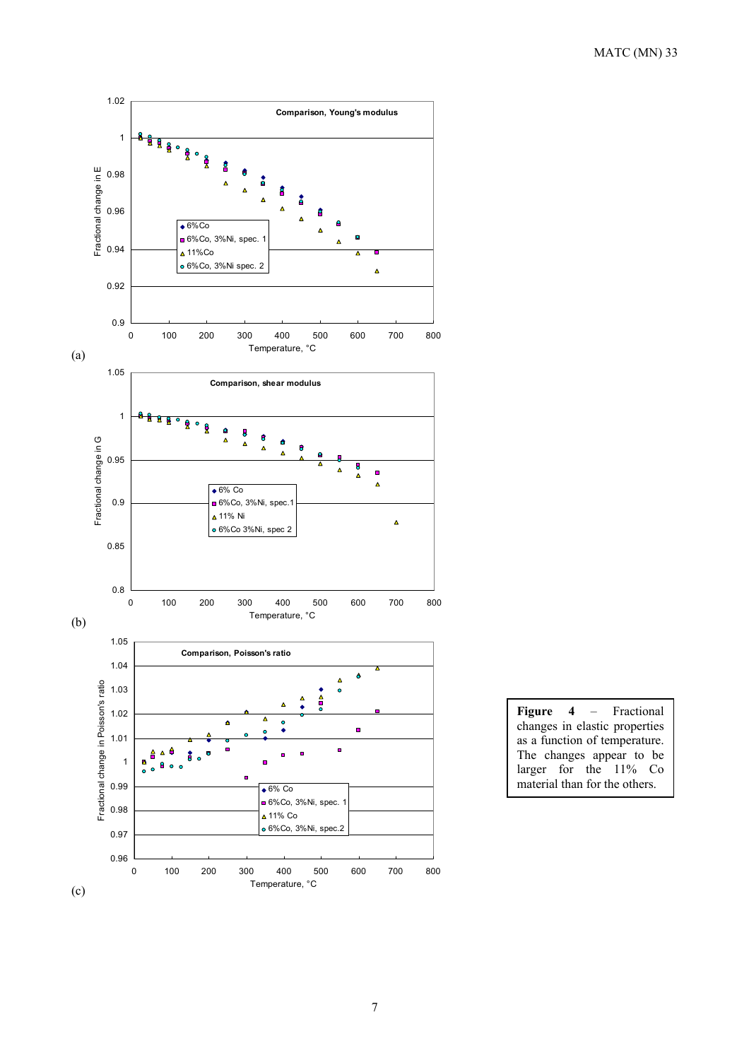(a)

(b)

(c)

**Figure 4** – Fractional changes in elastic properties as a function of temperature. The changes appear to be larger for the 11% Co material than for the others.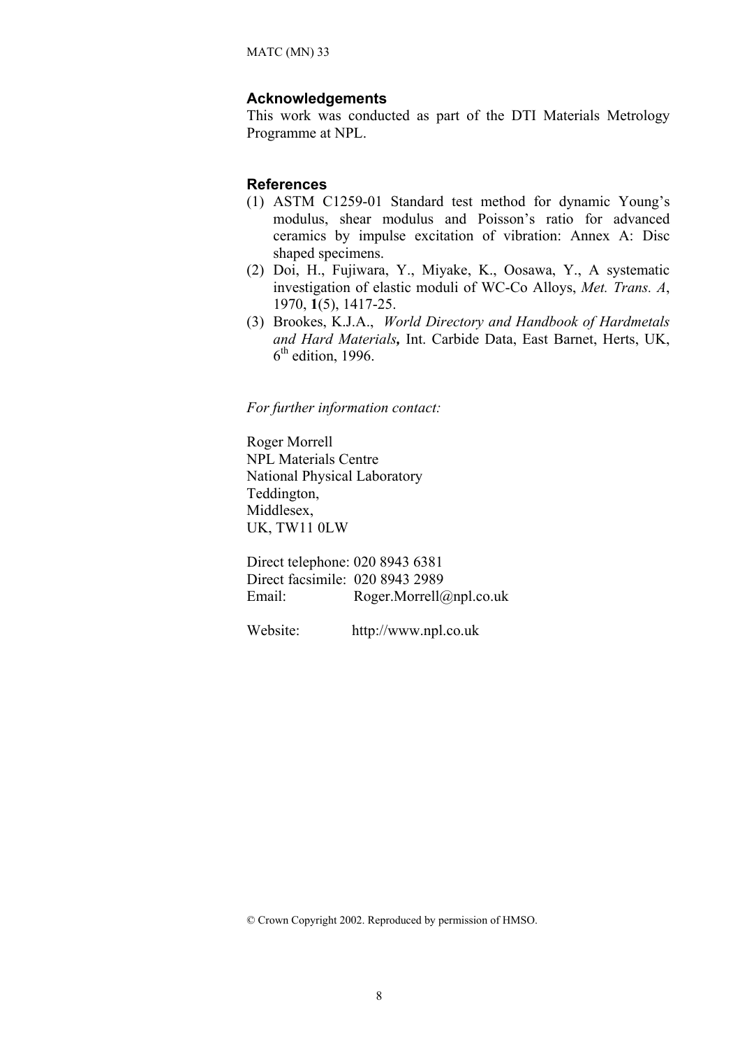## Acknowledgements

This work was conducted as part of the DTI Materials Metrology Programme at NPL.

## References

1. ASTM C1259-01 Standard test method for dynamic Young's modulus, shear modulus and Poisson's ratio for advanced ceramics by impulse excitation of vibration: Annex A: Disc shaped specimens.
2. Doi, H., Fujiwara, Y., Miyake, K., Oosawa, Y., A systematic investigation of elastic moduli of WC-Co Alloys, *Met. Trans. A*, 1970, **1**(5), 1417-25.
3. Brookes, K.J.A., *World Directory and Handbook of Hardmetals and Hard Materials***,** Int. Carbide Data, East Barnet, Herts, UK, 6th edition, 1996.

*For further information contact:*

Roger Morrell
NPL Materials Centre
National Physical Laboratory
Teddington,
Middlesex,
UK, TW11 0LW

Direct telephone: 020 8943 6381
Direct facsimile: 020 8943 2989
Email: Roger.Morrell@npl.co.uk

Website: http://www.npl.co.uk

© Crown Copyright 2002. Reproduced by permission of HMSO.